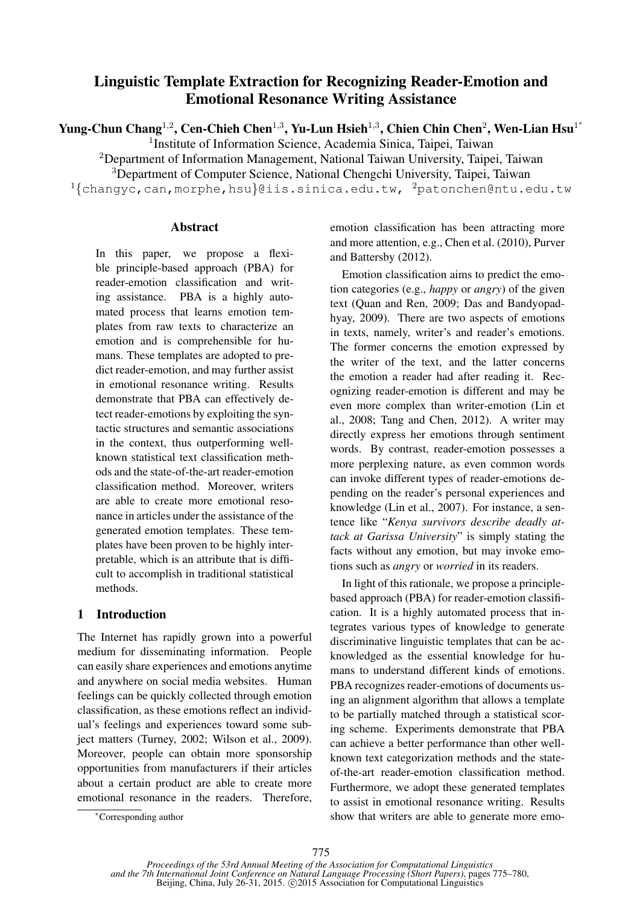# Linguistic Template Extraction for Recognizing Reader-Emotion and Emotional Resonance Writing Assistance

**Yung-Chun Chang[1,2], Cen-Chieh Chen[1,3], Yu-Lun Hsieh[1,3], Chien Chin Chen[2], Wen-Lian Hsu[1*]**

[1]Institute of Information Science, Academia Sinica, Taipei, Taiwan

[2]Department of Information Management, National Taiwan University, Taipei, Taiwan

[3]Department of Computer Science, National Chengchi University, Taipei, Taiwan

[1]{changyc,can,morphe,hsu}@iis.sinica.edu.tw, [2]patonchen@ntu.edu.tw

## Abstract

In this paper, we propose a flexible principle-based approach (PBA) for reader-emotion classification and writing assistance. PBA is a highly automated process that learns emotion templates from raw texts to characterize an emotion and is comprehensible for humans. These templates are adopted to predict reader-emotion, and may further assist in emotional resonance writing. Results demonstrate that PBA can effectively detect reader-emotions by exploiting the syntactic structures and semantic associations in the context, thus outperforming well-known statistical text classification methods and the state-of-the-art reader-emotion classification method. Moreover, writers are able to create more emotional resonance in articles under the assistance of the generated emotion templates. These templates have been proven to be highly interpretable, which is an attribute that is difficult to accomplish in traditional statistical methods.

## 1 Introduction

The Internet has rapidly grown into a powerful medium for disseminating information. People can easily share experiences and emotions anytime and anywhere on social media websites. Human feelings can be quickly collected through emotion classification, as these emotions reflect an individual's feelings and experiences toward some subject matters (Turney, 2002; Wilson et al., 2009). Moreover, people can obtain more sponsorship opportunities from manufacturers if their articles about a certain product are able to create more emotional resonance in the readers. Therefore, emotion classification has been attracting more and more attention, e.g., Chen et al. (2010), Purver and Battersby (2012).

Emotion classification aims to predict the emotion categories (e.g., *happy* or *angry*) of the given text (Quan and Ren, 2009; Das and Bandyopadhyay, 2009). There are two aspects of emotions in texts, namely, writer's and reader's emotions. The former concerns the emotion expressed by the writer of the text, and the latter concerns the emotion a reader had after reading it. Recognizing reader-emotion is different and may be even more complex than writer-emotion (Lin et al., 2008; Tang and Chen, 2012). A writer may directly express her emotions through sentiment words. By contrast, reader-emotion possesses a more perplexing nature, as even common words can invoke different types of reader-emotions depending on the reader's personal experiences and knowledge (Lin et al., 2007). For instance, a sentence like "*Kenya survivors describe deadly attack at Garissa University*" is simply stating the facts without any emotion, but may invoke emotions such as *angry* or *worried* in its readers.

In light of this rationale, we propose a principle-based approach (PBA) for reader-emotion classification. It is a highly automated process that integrates various types of knowledge to generate discriminative linguistic templates that can be acknowledged as the essential knowledge for humans to understand different kinds of emotions. PBA recognizes reader-emotions of documents using an alignment algorithm that allows a template to be partially matched through a statistical scoring scheme. Experiments demonstrate that PBA can achieve a better performance than other well-known text categorization methods and the state-of-the-art reader-emotion classification method. Furthermore, we adopt these generated templates to assist in emotional resonance writing. Results show that writers are able to generate more emo-

*Corresponding author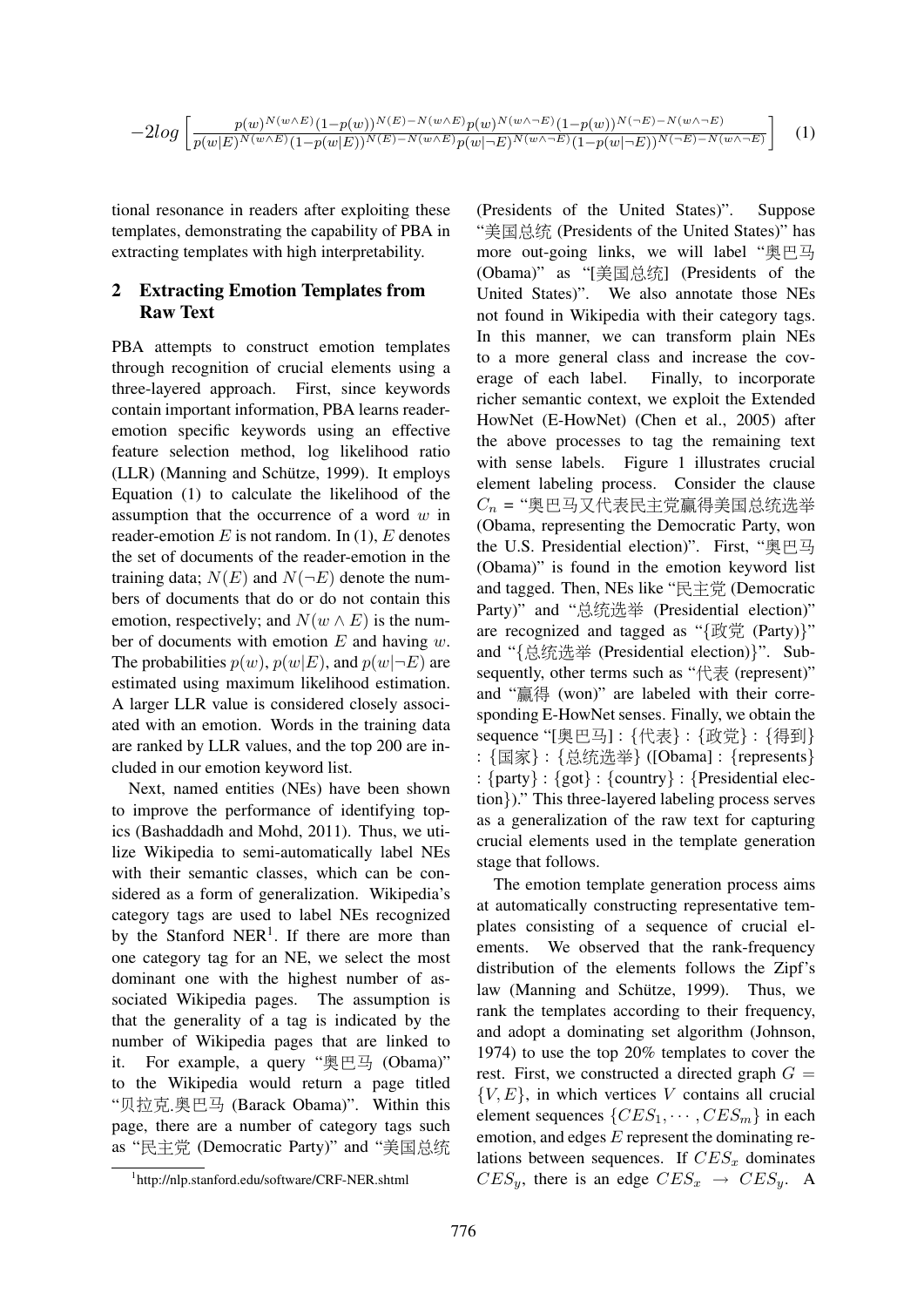$$-2log\left[\frac{p(w)^{N(w\wedge E)}(1-p(w))^{N(E)-N(w\wedge E)}p(w)^{N(w\wedge\neg E)}(1-p(w))^{N(\neg E)-N(w\wedge\neg E)}}{p(w|E)^{N(w\wedge E)}(1-p(w|E))^{N(E)-N(w\wedge E)}p(w|\neg E)^{N(w\wedge\neg E)}(1-p(w|\neg E))^{N(\neg E)-N(w\wedge\neg E)}}\right] \quad (1)$$

tional resonance in readers after exploiting these templates, demonstrating the capability of PBA in extracting templates with high interpretability.

## 2 Extracting Emotion Templates from Raw Text

PBA attempts to construct emotion templates through recognition of crucial elements using a three-layered approach. First, since keywords contain important information, PBA learns reader-emotion specific keywords using an effective feature selection method, log likelihood ratio (LLR) (Manning and Schütze, 1999). It employs Equation (1) to calculate the likelihood of the assumption that the occurrence of a word $w$ in reader-emotion $E$ is not random. In (1), $E$ denotes the set of documents of the reader-emotion in the training data; $N(E)$ and $N(\neg E)$ denote the numbers of documents that do or do not contain this emotion, respectively; and $N(w \wedge E)$ is the number of documents with emotion $E$ and having $w$. The probabilities $p(w)$, $p(w|E)$, and $p(w|\neg E)$ are estimated using maximum likelihood estimation. A larger LLR value is considered closely associated with an emotion. Words in the training data are ranked by LLR values, and the top 200 are included in our emotion keyword list.

Next, named entities (NEs) have been shown to improve the performance of identifying topics (Bashaddadh and Mohd, 2011). Thus, we utilize Wikipedia to semi-automatically label NEs with their semantic classes, which can be considered as a form of generalization. Wikipedia's category tags are used to label NEs recognized by the Stanford NER[1]. If there are more than one category tag for an NE, we select the most dominant one with the highest number of associated Wikipedia pages. The assumption is that the generality of a tag is indicated by the number of Wikipedia pages that are linked to it. For example, a query "奥巴马 (Obama)" to the Wikipedia would return a page titled "贝拉克.奥巴马 (Barack Obama)". Within this page, there are a number of category tags such as "民主党 (Democratic Party)" and "美国总统 (Presidents of the United States)". Suppose "美国总统 (Presidents of the United States)" has more out-going links, we will label "奥巴马 (Obama)" as "[美国总统] (Presidents of the United States)". We also annotate those NEs not found in Wikipedia with their category tags. In this manner, we can transform plain NEs to a more general class and increase the coverage of each label. Finally, to incorporate richer semantic context, we exploit the Extended HowNet (E-HowNet) (Chen et al., 2005) after the above processes to tag the remaining text with sense labels. Figure 1 illustrates crucial element labeling process. Consider the clause $C_n$ = "奥巴马又代表民主党赢得美国总统选举 (Obama, representing the Democratic Party, won the U.S. Presidential election)". First, "奥巴马 (Obama)" is found in the emotion keyword list and tagged. Then, NEs like "民主党 (Democratic Party)" and "总统选举 (Presidential election)" are recognized and tagged as "{政党 (Party)}" and "{总统选举 (Presidential election)}". Subsequently, other terms such as "代表 (represent)" and "赢得 (won)" are labeled with their corresponding E-HowNet senses. Finally, we obtain the sequence "[奥巴马] : {代表} : {政党} : {得到} : {国家} : {总统选举} ([Obama] : {represents} : {party} : {got} : {country} : {Presidential election})." This three-layered labeling process serves as a generalization of the raw text for capturing crucial elements used in the template generation stage that follows.

The emotion template generation process aims at automatically constructing representative templates consisting of a sequence of crucial elements. We observed that the rank-frequency distribution of the elements follows the Zipf's law (Manning and Schütze, 1999). Thus, we rank the templates according to their frequency, and adopt a dominating set algorithm (Johnson, 1974) to use the top 20% templates to cover the rest. First, we constructed a directed graph $G = \{V, E\}$, in which vertices $V$ contains all crucial element sequences $\{CES_1, \cdots, CES_m\}$ in each emotion, and edges $E$ represent the dominating relations between sequences. If $CES_x$ dominates $CES_y$, there is an edge $CES_x \rightarrow CES_y$. A

[1] http://nlp.stanford.edu/software/CRF-NER.shtml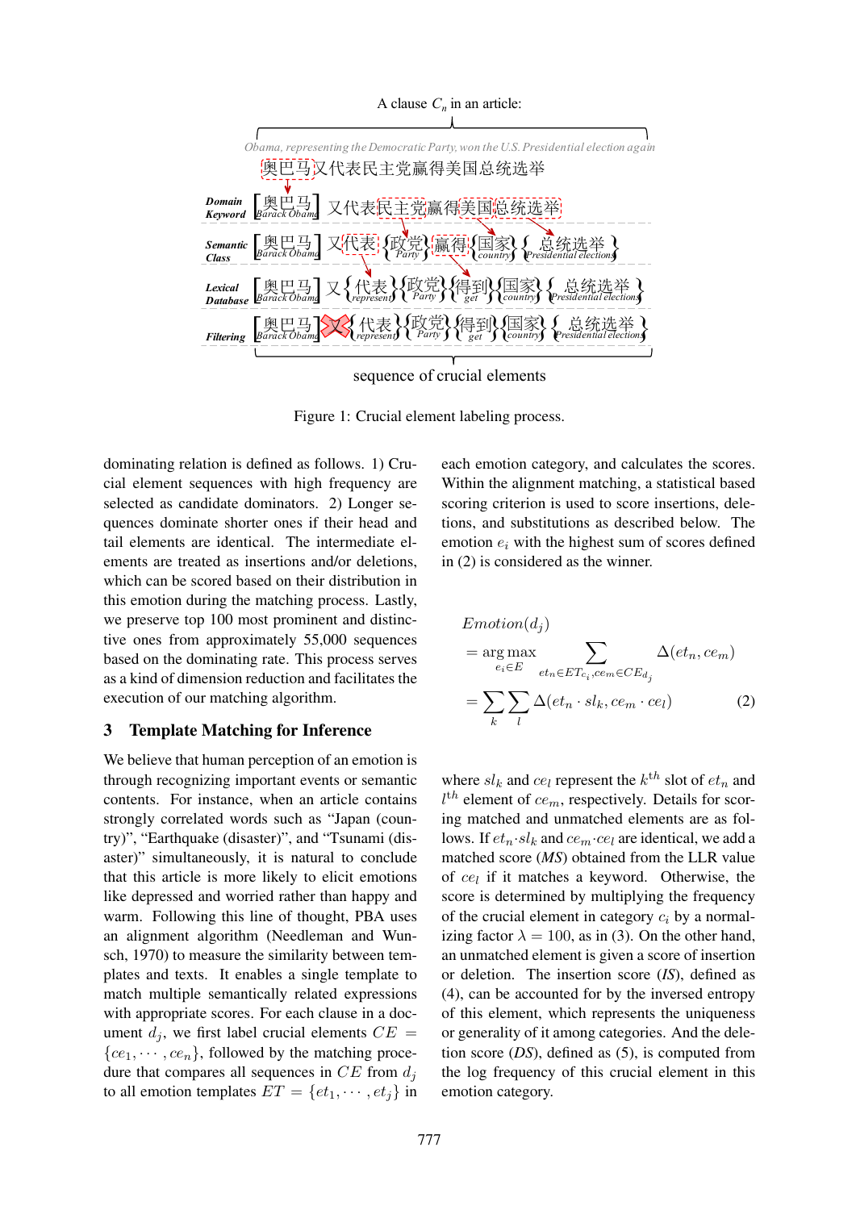A clause $C_n$ in an article:

*Obama, representing the Democratic Party, won the U.S. Presidential election again*

奥巴马又代表民主党赢得美国总统选举

| | |
|---|---|
| ***Domain Keyword*** | [奥巴马 Barack Obama] 又代表民主党赢得美国总统选举 |
| ***Semantic Class*** | [奥巴马 Barack Obama] 又代表 {政党 Party} 赢得 {国家 country} {总统选举 Presidential election} |
| ***Lexical Database*** | [奥巴马 Barack Obama] 又 {代表 represent} {政党 Party} {得到 get} {国家 country} {总统选举 Presidential election} |
| ***Filtering*** | [奥巴马 Barack Obama] ~~又~~ {代表 represent} {政党 Party} {得到 get} {国家 country} {总统选举 Presidential election} |

sequence of crucial elements

Figure 1: Crucial element labeling process.

dominating relation is defined as follows. 1) Crucial element sequences with high frequency are selected as candidate dominators. 2) Longer sequences dominate shorter ones if their head and tail elements are identical. The intermediate elements are treated as insertions and/or deletions, which can be scored based on their distribution in this emotion during the matching process. Lastly, we preserve top 100 most prominent and distinctive ones from approximately 55,000 sequences based on the dominating rate. This process serves as a kind of dimension reduction and facilitates the execution of our matching algorithm.

## 3 Template Matching for Inference

We believe that human perception of an emotion is through recognizing important events or semantic contents. For instance, when an article contains strongly correlated words such as "Japan (country)", "Earthquake (disaster)", and "Tsunami (disaster)" simultaneously, it is natural to conclude that this article is more likely to elicit emotions like depressed and worried rather than happy and warm. Following this line of thought, PBA uses an alignment algorithm (Needleman and Wunsch, 1970) to measure the similarity between templates and texts. It enables a single template to match multiple semantically related expressions with appropriate scores. For each clause in a document $d_j$, we first label crucial elements $CE = \{ce_1, \cdots, ce_n\}$, followed by the matching procedure that compares all sequences in $CE$ from $d_j$ to all emotion templates $ET = \{et_1, \cdots, et_j\}$ in each emotion category, and calculates the scores. Within the alignment matching, a statistical based scoring criterion is used to score insertions, deletions, and substitutions as described below. The emotion $e_i$ with the highest sum of scores defined in (2) is considered as the winner.

$$
\begin{aligned}
&Emotion(d_j) \\
&= \arg\max_{e_i \in E} \sum_{et_n \in ET_{c_i}, ce_m \in CE_{d_j}} \Delta(et_n, ce_m) \\
&= \sum_k \sum_l \Delta(et_n \cdot sl_k, ce_m \cdot ce_l) \qquad (2)
\end{aligned}
$$

where $sl_k$ and $ce_l$ represent the $k^{th}$ slot of $et_n$ and $l^{th}$ element of $ce_m$, respectively. Details for scoring matched and unmatched elements are as follows. If $et_n \cdot sl_k$ and $ce_m \cdot ce_l$ are identical, we add a matched score (*MS*) obtained from the LLR value of $ce_l$ if it matches a keyword. Otherwise, the score is determined by multiplying the frequency of the crucial element in category $c_i$ by a normalizing factor $\lambda = 100$, as in (3). On the other hand, an unmatched element is given a score of insertion or deletion. The insertion score (*IS*), defined as (4), can be accounted for by the inversed entropy of this element, which represents the uniqueness or generality of it among categories. And the deletion score (*DS*), defined as (5), is computed from the log frequency of this crucial element in this emotion category.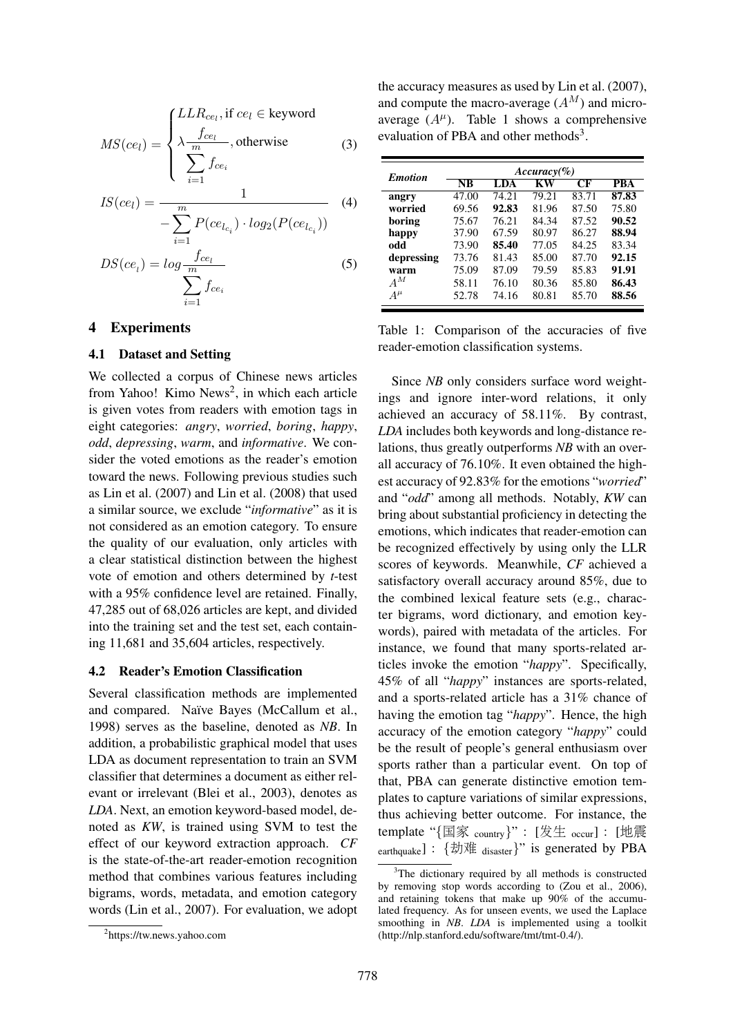$$MS(ce_l) = \begin{cases} LLR_{ce_l}, \text{if } ce_l \in \text{keyword} \\ \lambda \frac{f_{ce_l}}{\sum_{i=1}^{m} f_{ce_i}}, \text{otherwise} \end{cases} \quad (3)$$

$$IS(ce_l) = \frac{1}{-\sum_{i=1}^{m} P(ce_{l_{c_i}}) \cdot log_2(P(ce_{l_{c_i}}))} \quad (4)$$

$$DS(ce_l) = log \frac{f_{ce_l}}{\sum_{i=1}^{m} f_{ce_i}} \quad (5)$$

# 4 Experiments

## 4.1 Dataset and Setting

We collected a corpus of Chinese news articles from Yahoo! Kimo News[2], in which each article is given votes from readers with emotion tags in eight categories: *angry*, *worried*, *boring*, *happy*, *odd*, *depressing*, *warm*, and *informative*. We consider the voted emotions as the reader's emotion toward the news. Following previous studies such as Lin et al. (2007) and Lin et al. (2008) that used a similar source, we exclude "*informative*" as it is not considered as an emotion category. To ensure the quality of our evaluation, only articles with a clear statistical distinction between the highest vote of emotion and others determined by *t*-test with a 95% confidence level are retained. Finally, 47,285 out of 68,026 articles are kept, and divided into the training set and the test set, each containing 11,681 and 35,604 articles, respectively.

## 4.2 Reader's Emotion Classification

Several classification methods are implemented and compared. Naïve Bayes (McCallum et al., 1998) serves as the baseline, denoted as *NB*. In addition, a probabilistic graphical model that uses LDA as document representation to train an SVM classifier that determines a document as either relevant or irrelevant (Blei et al., 2003), denotes as *LDA*. Next, an emotion keyword-based model, denoted as *KW*, is trained using SVM to test the effect of our keyword extraction approach. *CF* is the state-of-the-art reader-emotion recognition method that combines various features including bigrams, words, metadata, and emotion category words (Lin et al., 2007). For evaluation, we adopt the accuracy measures as used by Lin et al. (2007), and compute the macro-average ($A^M$) and micro-average ($A^\mu$). Table 1 shows a comprehensive evaluation of PBA and other methods[3].

| *Emotion* | *Accuracy(%)* | | | | |
|---|---|---|---|---|---|
| | NB | LDA | KW | CF | PBA |
| **angry** | 47.00 | 74.21 | 79.21 | 83.71 | **87.83** |
| **worried** | 69.56 | **92.83** | 81.96 | 87.50 | 75.80 |
| **boring** | 75.67 | 76.21 | 84.34 | 87.52 | **90.52** |
| **happy** | 37.90 | 67.59 | 80.97 | 86.27 | **88.94** |
| **odd** | 73.90 | **85.40** | 77.05 | 84.25 | 83.34 |
| **depressing** | 73.76 | 81.43 | 85.00 | 87.70 | **92.15** |
| **warm** | 75.09 | 87.09 | 79.59 | 85.83 | **91.91** |
| $A^M$ | 58.11 | 76.10 | 80.36 | 85.80 | **86.43** |
| $A^\mu$ | 52.78 | 74.16 | 80.81 | 85.70 | **88.56** |

Table 1: Comparison of the accuracies of five reader-emotion classification systems.

Since *NB* only considers surface word weightings and ignore inter-word relations, it only achieved an accuracy of 58.11%. By contrast, *LDA* includes both keywords and long-distance relations, thus greatly outperforms *NB* with an overall accuracy of 76.10%. It even obtained the highest accuracy of 92.83% for the emotions "*worried*" and "*odd*" among all methods. Notably, *KW* can bring about substantial proficiency in detecting the emotions, which indicates that reader-emotion can be recognized effectively by using only the LLR scores of keywords. Meanwhile, *CF* achieved a satisfactory overall accuracy around 85%, due to the combined lexical feature sets (e.g., character bigrams, word dictionary, and emotion keywords), paired with metadata of the articles. For instance, we found that many sports-related articles invoke the emotion "*happy*". Specifically, 45% of all "*happy*" instances are sports-related, and a sports-related article has a 31% chance of having the emotion tag "*happy*". Hence, the high accuracy of the emotion category "*happy*" could be the result of people's general enthusiasm over sports rather than a particular event. On top of that, PBA can generate distinctive emotion templates to capture variations of similar expressions, thus achieving better outcome. For instance, the template "{国家 $_{\text{country}}$}" : [发生 $_{\text{occur}}$] : [地震 $_{\text{earthquake}}$] : {劫难 $_{\text{disaster}}$}" is generated by PBA

[2]https://tw.news.yahoo.com

[3]The dictionary required by all methods is constructed by removing stop words according to (Zou et al., 2006), and retaining tokens that make up 90% of the accumulated frequency. As for unseen events, we used the Laplace smoothing in *NB*. *LDA* is implemented using a toolkit (http://nlp.stanford.edu/software/tmt/tmt-0.4/).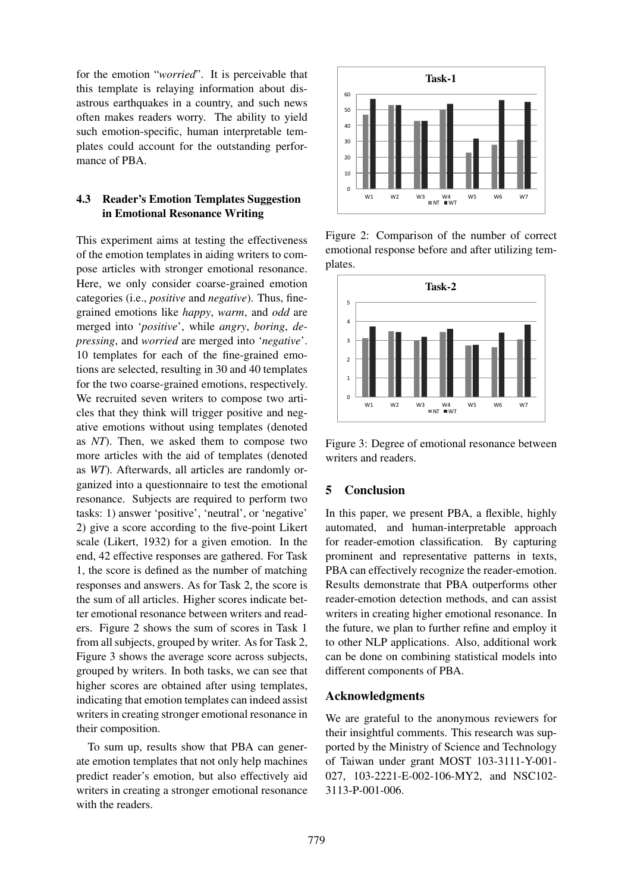for the emotion "*worried*". It is perceivable that this template is relaying information about disastrous earthquakes in a country, and such news often makes readers worry. The ability to yield such emotion-specific, human interpretable templates could account for the outstanding performance of PBA.

### 4.3 Reader's Emotion Templates Suggestion in Emotional Resonance Writing

This experiment aims at testing the effectiveness of the emotion templates in aiding writers to compose articles with stronger emotional resonance. Here, we only consider coarse-grained emotion categories (i.e., *positive* and *negative*). Thus, fine-grained emotions like *happy*, *warm*, and *odd* are merged into '*positive*', while *angry*, *boring*, *depressing*, and *worried* are merged into '*negative*'. 10 templates for each of the fine-grained emotions are selected, resulting in 30 and 40 templates for the two coarse-grained emotions, respectively. We recruited seven writers to compose two articles that they think will trigger positive and negative emotions without using templates (denoted as *NT*). Then, we asked them to compose two more articles with the aid of templates (denoted as *WT*). Afterwards, all articles are randomly organized into a questionnaire to test the emotional resonance. Subjects are required to perform two tasks: 1) answer 'positive', 'neutral', or 'negative' 2) give a score according to the five-point Likert scale (Likert, 1932) for a given emotion. In the end, 42 effective responses are gathered. For Task 1, the score is defined as the number of matching responses and answers. As for Task 2, the score is the sum of all articles. Higher scores indicate better emotional resonance between writers and readers. Figure 2 shows the sum of scores in Task 1 from all subjects, grouped by writer. As for Task 2, Figure 3 shows the average score across subjects, grouped by writers. In both tasks, we can see that higher scores are obtained after using templates, indicating that emotion templates can indeed assist writers in creating stronger emotional resonance in their composition.

To sum up, results show that PBA can generate emotion templates that not only help machines predict reader's emotion, but also effectively aid writers in creating a stronger emotional resonance with the readers.

Figure 2: Comparison of the number of correct emotional response before and after utilizing templates.

Figure 3: Degree of emotional resonance between writers and readers.

## 5 Conclusion

In this paper, we present PBA, a flexible, highly automated, and human-interpretable approach for reader-emotion classification. By capturing prominent and representative patterns in texts, PBA can effectively recognize the reader-emotion. Results demonstrate that PBA outperforms other reader-emotion detection methods, and can assist writers in creating higher emotional resonance. In the future, we plan to further refine and employ it to other NLP applications. Also, additional work can be done on combining statistical models into different components of PBA.

## Acknowledgments

We are grateful to the anonymous reviewers for their insightful comments. This research was supported by the Ministry of Science and Technology of Taiwan under grant MOST 103-3111-Y-001-027, 103-2221-E-002-106-MY2, and NSC102-3113-P-001-006.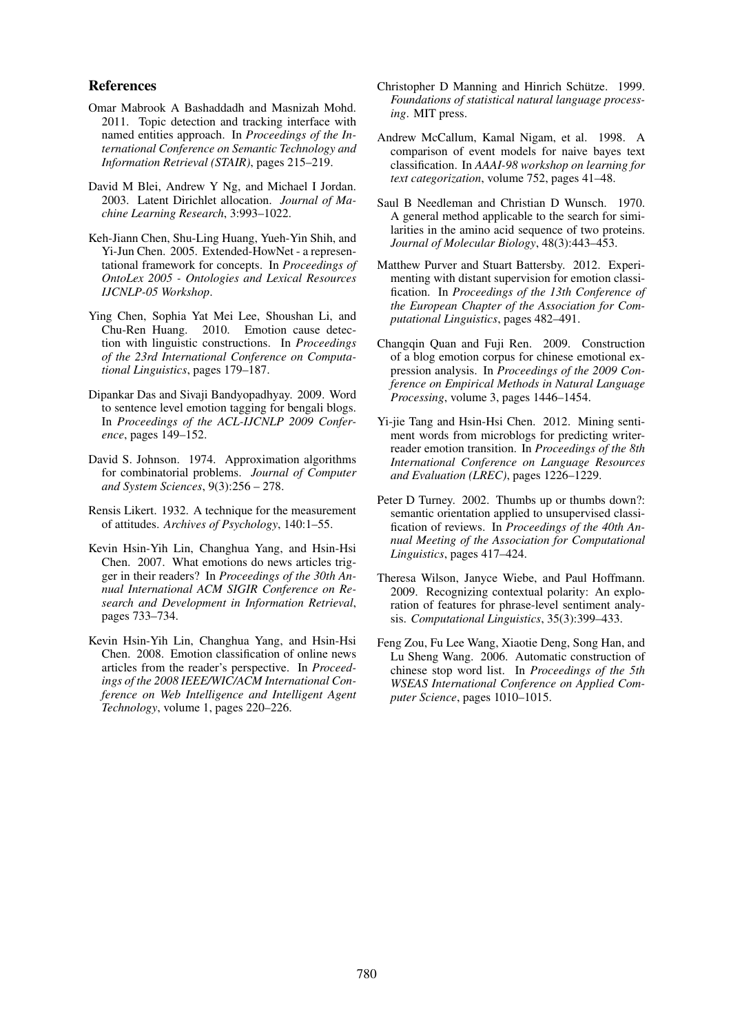## References

Omar Mabrook A Bashaddadh and Masnizah Mohd. 2011. Topic detection and tracking interface with named entities approach. In *Proceedings of the International Conference on Semantic Technology and Information Retrieval (STAIR)*, pages 215–219.

David M Blei, Andrew Y Ng, and Michael I Jordan. 2003. Latent Dirichlet allocation. *Journal of Machine Learning Research*, 3:993–1022.

Keh-Jiann Chen, Shu-Ling Huang, Yueh-Yin Shih, and Yi-Jun Chen. 2005. Extended-HowNet - a representational framework for concepts. In *Proceedings of OntoLex 2005 - Ontologies and Lexical Resources IJCNLP-05 Workshop*.

Ying Chen, Sophia Yat Mei Lee, Shoushan Li, and Chu-Ren Huang. 2010. Emotion cause detection with linguistic constructions. In *Proceedings of the 23rd International Conference on Computational Linguistics*, pages 179–187.

Dipankar Das and Sivaji Bandyopadhyay. 2009. Word to sentence level emotion tagging for bengali blogs. In *Proceedings of the ACL-IJCNLP 2009 Conference*, pages 149–152.

David S. Johnson. 1974. Approximation algorithms for combinatorial problems. *Journal of Computer and System Sciences*, 9(3):256 – 278.

Rensis Likert. 1932. A technique for the measurement of attitudes. *Archives of Psychology*, 140:1–55.

Kevin Hsin-Yih Lin, Changhua Yang, and Hsin-Hsi Chen. 2007. What emotions do news articles trigger in their readers? In *Proceedings of the 30th Annual International ACM SIGIR Conference on Research and Development in Information Retrieval*, pages 733–734.

Kevin Hsin-Yih Lin, Changhua Yang, and Hsin-Hsi Chen. 2008. Emotion classification of online news articles from the reader's perspective. In *Proceedings of the 2008 IEEE/WIC/ACM International Conference on Web Intelligence and Intelligent Agent Technology*, volume 1, pages 220–226.

Christopher D Manning and Hinrich Schütze. 1999. *Foundations of statistical natural language processing*. MIT press.

Andrew McCallum, Kamal Nigam, et al. 1998. A comparison of event models for naive bayes text classification. In *AAAI-98 workshop on learning for text categorization*, volume 752, pages 41–48.

Saul B Needleman and Christian D Wunsch. 1970. A general method applicable to the search for similarities in the amino acid sequence of two proteins. *Journal of Molecular Biology*, 48(3):443–453.

Matthew Purver and Stuart Battersby. 2012. Experimenting with distant supervision for emotion classification. In *Proceedings of the 13th Conference of the European Chapter of the Association for Computational Linguistics*, pages 482–491.

Changqin Quan and Fuji Ren. 2009. Construction of a blog emotion corpus for chinese emotional expression analysis. In *Proceedings of the 2009 Conference on Empirical Methods in Natural Language Processing*, volume 3, pages 1446–1454.

Yi-jie Tang and Hsin-Hsi Chen. 2012. Mining sentiment words from microblogs for predicting writer-reader emotion transition. In *Proceedings of the 8th International Conference on Language Resources and Evaluation (LREC)*, pages 1226–1229.

Peter D Turney. 2002. Thumbs up or thumbs down?: semantic orientation applied to unsupervised classification of reviews. In *Proceedings of the 40th Annual Meeting of the Association for Computational Linguistics*, pages 417–424.

Theresa Wilson, Janyce Wiebe, and Paul Hoffmann. 2009. Recognizing contextual polarity: An exploration of features for phrase-level sentiment analysis. *Computational Linguistics*, 35(3):399–433.

Feng Zou, Fu Lee Wang, Xiaotie Deng, Song Han, and Lu Sheng Wang. 2006. Automatic construction of chinese stop word list. In *Proceedings of the 5th WSEAS International Conference on Applied Computer Science*, pages 1010–1015.